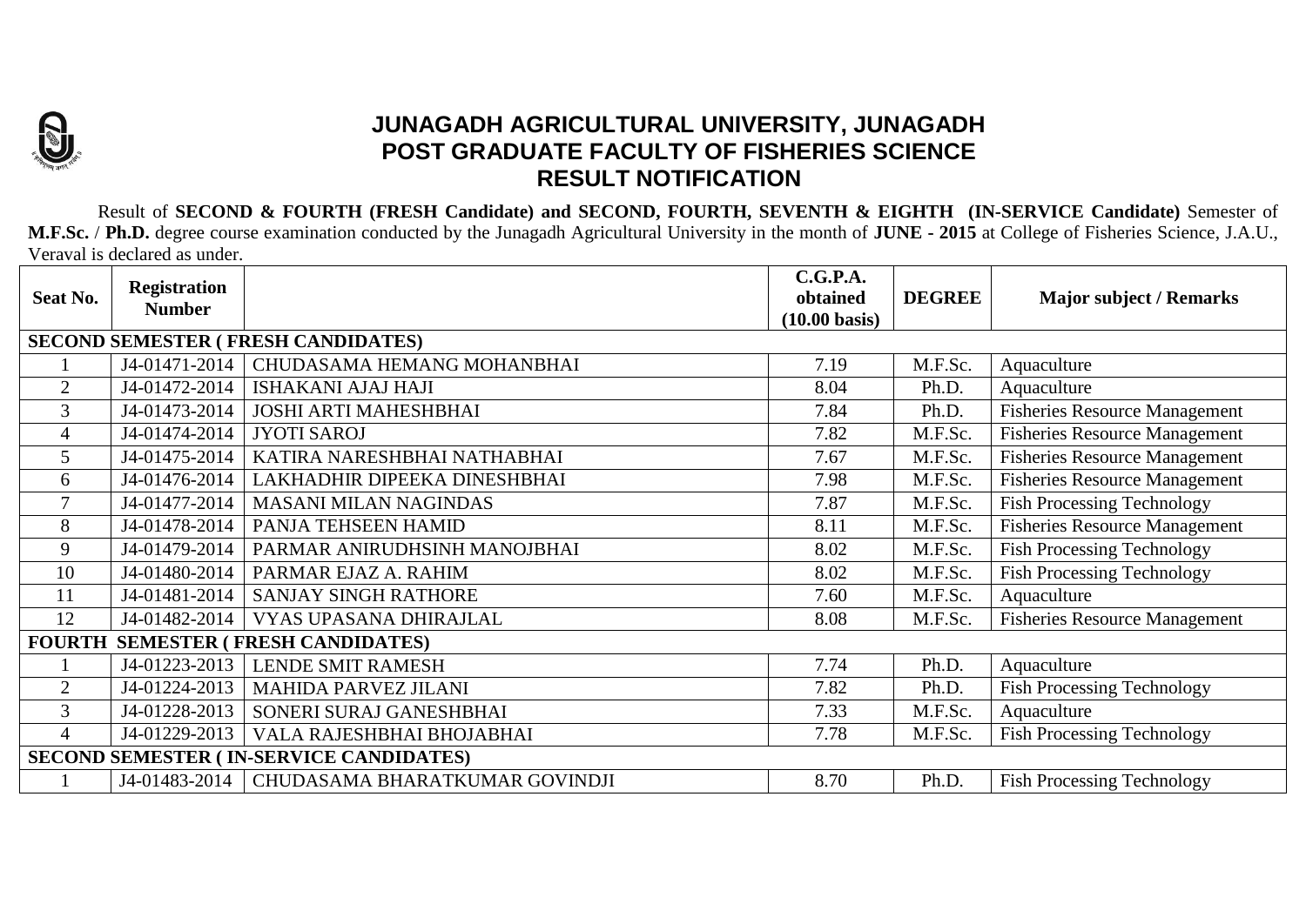# JUNAGADH AGRICULTURAL UNIVERSITY, JUNAGADH
## POST GRADUATE FACULTY OF FISHERIES SCIENCE
## RESULT NOTIFICATION

Result of **SECOND & FOURTH (FRESH Candidate) and SECOND, FOURTH, SEVENTH & EIGHTH (IN-SERVICE Candidate)** Semester of **M.F.Sc.** / **Ph.D.** degree course examination conducted by the Junagadh Agricultural University in the month of **JUNE - 2015** at College of Fisheries Science, J.A.U., Veraval is declared as under.

| Seat No. | Registration Number | | C.G.P.A. obtained (10.00 basis) | DEGREE | Major subject / Remarks |
|---|---|---|---|---|---|
| **SECOND SEMESTER ( FRESH CANDIDATES)** | | | | | |
| 1 | J4-01471-2014 | CHUDASAMA HEMANG MOHANBHAI | 7.19 | M.F.Sc. | Aquaculture |
| 2 | J4-01472-2014 | ISHAKANI AJAJ HAJI | 8.04 | Ph.D. | Aquaculture |
| 3 | J4-01473-2014 | JOSHI ARTI MAHESHBHAI | 7.84 | Ph.D. | Fisheries Resource Management |
| 4 | J4-01474-2014 | JYOTI SAROJ | 7.82 | M.F.Sc. | Fisheries Resource Management |
| 5 | J4-01475-2014 | KATIRA NARESHBHAI NATHABHAI | 7.67 | M.F.Sc. | Fisheries Resource Management |
| 6 | J4-01476-2014 | LAKHADHIR DIPEEKA DINESHBHAI | 7.98 | M.F.Sc. | Fisheries Resource Management |
| 7 | J4-01477-2014 | MASANI MILAN NAGINDAS | 7.87 | M.F.Sc. | Fish Processing Technology |
| 8 | J4-01478-2014 | PANJA TEHSEEN HAMID | 8.11 | M.F.Sc. | Fisheries Resource Management |
| 9 | J4-01479-2014 | PARMAR ANIRUDHSINH MANOJBHAI | 8.02 | M.F.Sc. | Fish Processing Technology |
| 10 | J4-01480-2014 | PARMAR EJAZ A. RAHIM | 8.02 | M.F.Sc. | Fish Processing Technology |
| 11 | J4-01481-2014 | SANJAY SINGH RATHORE | 7.60 | M.F.Sc. | Aquaculture |
| 12 | J4-01482-2014 | VYAS UPASANA DHIRAJLAL | 8.08 | M.F.Sc. | Fisheries Resource Management |
| **FOURTH SEMESTER ( FRESH CANDIDATES)** | | | | | |
| 1 | J4-01223-2013 | LENDE SMIT RAMESH | 7.74 | Ph.D. | Aquaculture |
| 2 | J4-01224-2013 | MAHIDA PARVEZ JILANI | 7.82 | Ph.D. | Fish Processing Technology |
| 3 | J4-01228-2013 | SONERI SURAJ GANESHBHAI | 7.33 | M.F.Sc. | Aquaculture |
| 4 | J4-01229-2013 | VALA RAJESHBHAI BHOJABHAI | 7.78 | M.F.Sc. | Fish Processing Technology |
| **SECOND SEMESTER ( IN-SERVICE CANDIDATES)** | | | | | |
| 1 | J4-01483-2014 | CHUDASAMA BHARATKUMAR GOVINDJI | 8.70 | Ph.D. | Fish Processing Technology |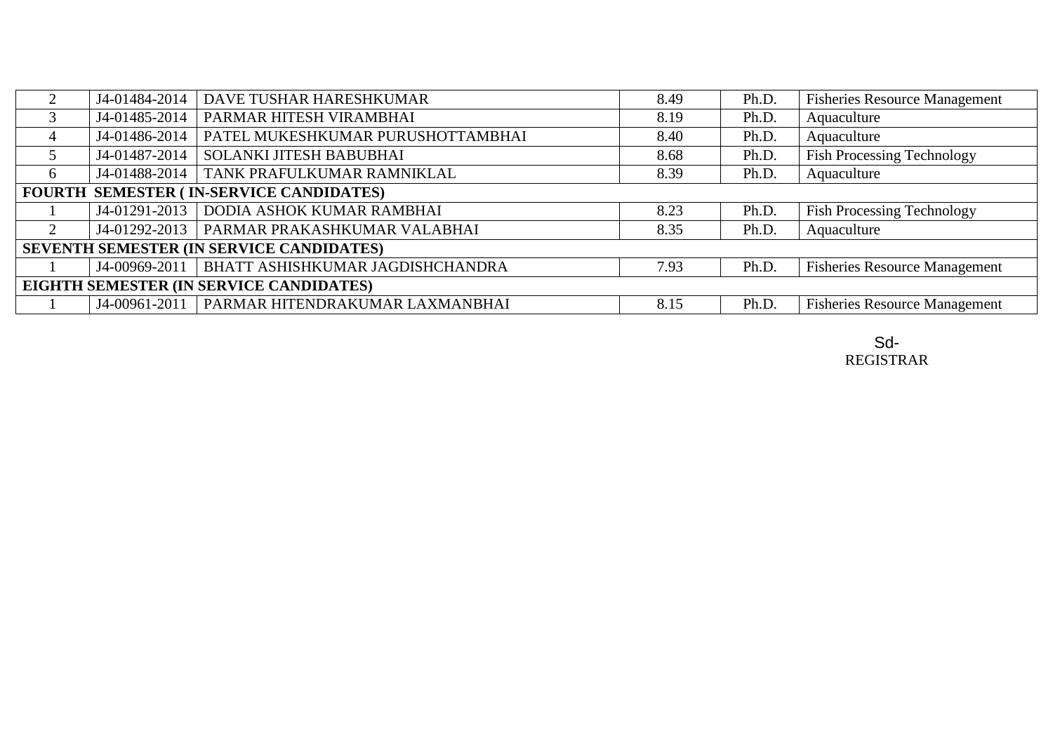| | | | | | |
|---|---|---|---|---|---|
| 2 | J4-01484-2014 | DAVE TUSHAR HARESHKUMAR | 8.49 | Ph.D. | Fisheries Resource Management |
| 3 | J4-01485-2014 | PARMAR HITESH VIRAMBHAI | 8.19 | Ph.D. | Aquaculture |
| 4 | J4-01486-2014 | PATEL MUKESHKUMAR PURUSHOTTAMBHAI | 8.40 | Ph.D. | Aquaculture |
| 5 | J4-01487-2014 | SOLANKI JITESH BABUBHAI | 8.68 | Ph.D. | Fish Processing Technology |
| 6 | J4-01488-2014 | TANK PRAFULKUMAR RAMNIKLAL | 8.39 | Ph.D. | Aquaculture |
| **FOURTH SEMESTER ( IN-SERVICE CANDIDATES)** | | | | | |
| 1 | J4-01291-2013 | DODIA ASHOK KUMAR RAMBHAI | 8.23 | Ph.D. | Fish Processing Technology |
| 2 | J4-01292-2013 | PARMAR PRAKASHKUMAR VALABHAI | 8.35 | Ph.D. | Aquaculture |
| **SEVENTH SEMESTER (IN SERVICE CANDIDATES)** | | | | | |
| 1 | J4-00969-2011 | BHATT ASHISHKUMAR JAGDISHCHANDRA | 7.93 | Ph.D. | Fisheries Resource Management |
| **EIGHTH SEMESTER (IN SERVICE CANDIDATES)** | | | | | |
| 1 | J4-00961-2011 | PARMAR HITENDRAKUMAR LAXMANBHAI | 8.15 | Ph.D. | Fisheries Resource Management |

Sd-
REGISTRAR